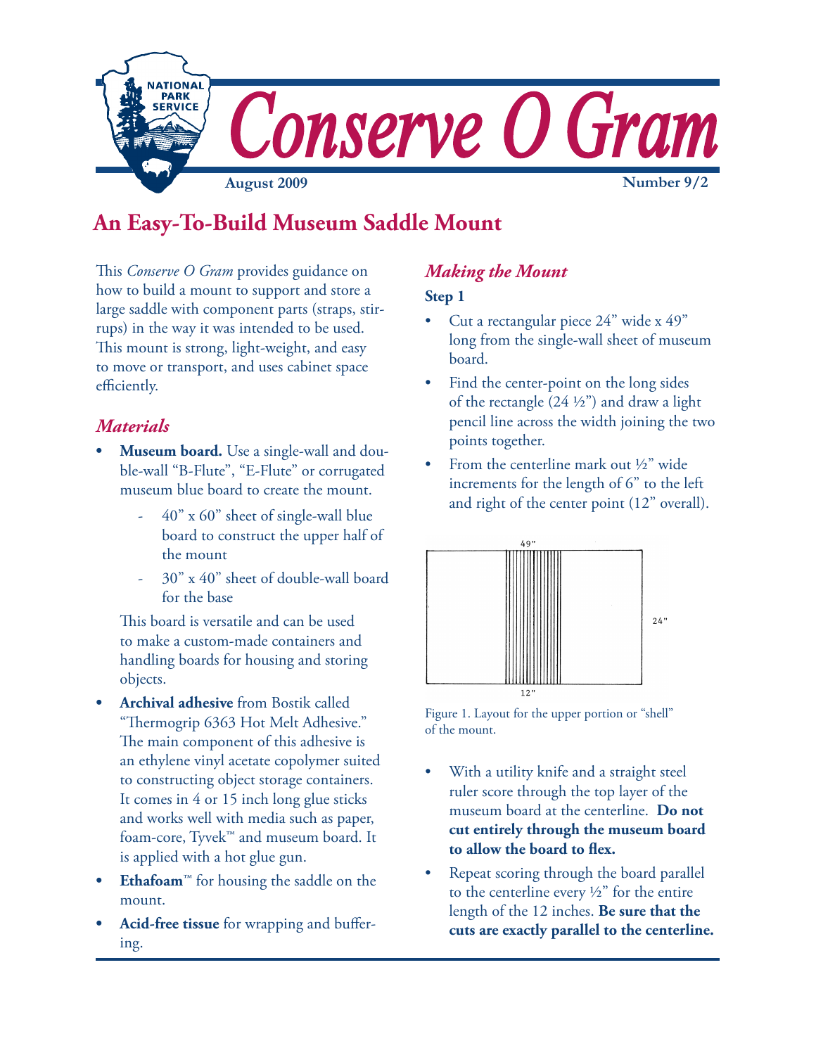# Conserve O Gram

**August 2009** **Number 9/2**

## An Easy-To-Build Museum Saddle Mount

This *Conserve O Gram* provides guidance on how to build a mount to support and store a large saddle with component parts (straps, stirrups) in the way it was intended to be used. This mount is strong, light-weight, and easy to move or transport, and uses cabinet space efficiently.

### *Materials*

- **Museum board.** Use a single-wall and double-wall "B-Flute", "E-Flute" or corrugated museum blue board to create the mount.
    - 40" x 60" sheet of single-wall blue board to construct the upper half of the mount
    - 30" x 40" sheet of double-wall board for the base

  This board is versatile and can be used to make a custom-made containers and handling boards for housing and storing objects.

- **Archival adhesive** from Bostik called "Thermogrip 6363 Hot Melt Adhesive." The main component of this adhesive is an ethylene vinyl acetate copolymer suited to constructing object storage containers. It comes in 4 or 15 inch long glue sticks and works well with media such as paper, foam-core, Tyvek™ and museum board. It is applied with a hot glue gun.
- **Ethafoam**™ for housing the saddle on the mount.
- **Acid-free tissue** for wrapping and buffering.

### *Making the Mount*

**Step 1**

- Cut a rectangular piece 24" wide x 49" long from the single-wall sheet of museum board.
- Find the center-point on the long sides of the rectangle (24 ½") and draw a light pencil line across the width joining the two points together.
- From the centerline mark out ½" wide increments for the length of 6" to the left and right of the center point (12" overall).

Figure 1. Layout for the upper portion or "shell" of the mount.

- With a utility knife and a straight steel ruler score through the top layer of the museum board at the centerline. **Do not cut entirely through the museum board to allow the board to flex.**
- Repeat scoring through the board parallel to the centerline every ½" for the entire length of the 12 inches. **Be sure that the cuts are exactly parallel to the centerline.**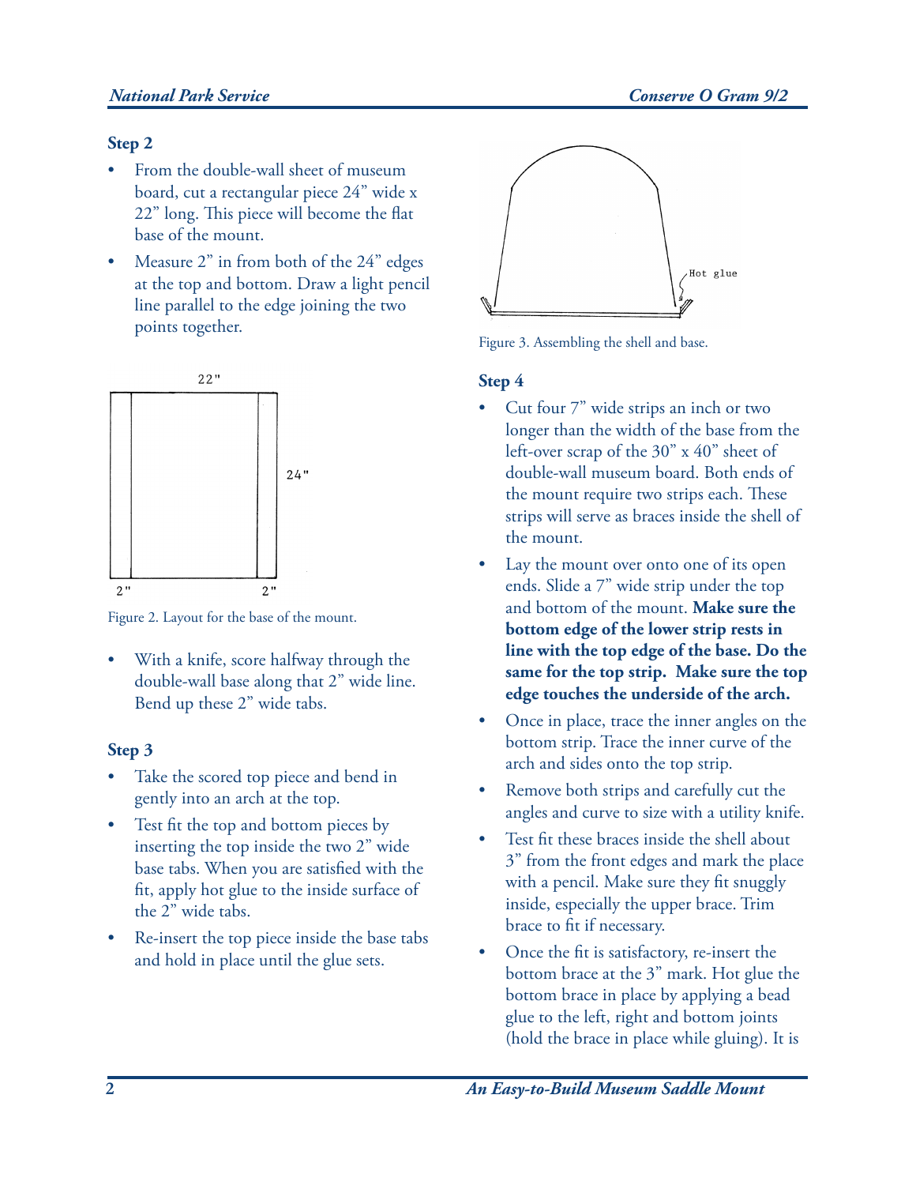## Step 2

- From the double-wall sheet of museum board, cut a rectangular piece 24" wide x 22" long. This piece will become the flat base of the mount.
- Measure 2" in from both of the 24" edges at the top and bottom. Draw a light pencil line parallel to the edge joining the two points together.

Figure 2. Layout for the base of the mount.

- With a knife, score halfway through the double-wall base along that 2" wide line. Bend up these 2" wide tabs.

## Step 3

- Take the scored top piece and bend in gently into an arch at the top.
- Test fit the top and bottom pieces by inserting the top inside the two 2" wide base tabs. When you are satisfied with the fit, apply hot glue to the inside surface of the 2" wide tabs.
- Re-insert the top piece inside the base tabs and hold in place until the glue sets.

Figure 3. Assembling the shell and base.

## Step 4

- Cut four 7" wide strips an inch or two longer than the width of the base from the left-over scrap of the 30" x 40" sheet of double-wall museum board. Both ends of the mount require two strips each. These strips will serve as braces inside the shell of the mount.
- Lay the mount over onto one of its open ends. Slide a 7" wide strip under the top and bottom of the mount. **Make sure the bottom edge of the lower strip rests in line with the top edge of the base. Do the same for the top strip. Make sure the top edge touches the underside of the arch.**
- Once in place, trace the inner angles on the bottom strip. Trace the inner curve of the arch and sides onto the top strip.
- Remove both strips and carefully cut the angles and curve to size with a utility knife.
- Test fit these braces inside the shell about 3" from the front edges and mark the place with a pencil. Make sure they fit snuggly inside, especially the upper brace. Trim brace to fit if necessary.
- Once the fit is satisfactory, re-insert the bottom brace at the 3" mark. Hot glue the bottom brace in place by applying a bead glue to the left, right and bottom joints (hold the brace in place while gluing). It is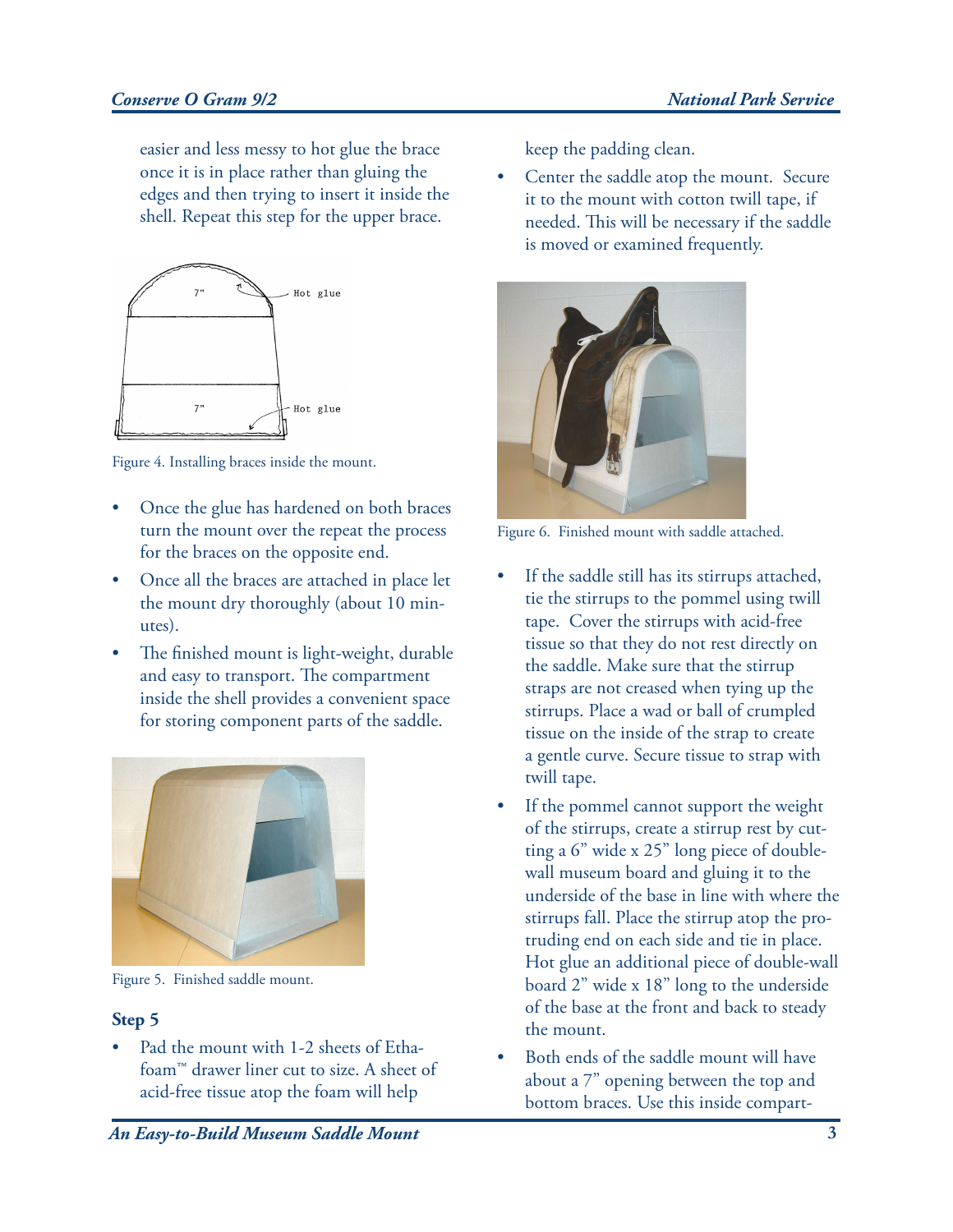easier and less messy to hot glue the brace once it is in place rather than gluing the edges and then trying to insert it inside the shell. Repeat this step for the upper brace.

Figure 4. Installing braces inside the mount.

- Once the glue has hardened on both braces turn the mount over the repeat the process for the braces on the opposite end.
- Once all the braces are attached in place let the mount dry thoroughly (about 10 minutes).
- The finished mount is light-weight, durable and easy to transport. The compartment inside the shell provides a convenient space for storing component parts of the saddle.

Figure 5. Finished saddle mount.

### Step 5

- Pad the mount with 1-2 sheets of Ethafoam™ drawer liner cut to size. A sheet of acid-free tissue atop the foam will help keep the padding clean.
- Center the saddle atop the mount. Secure it to the mount with cotton twill tape, if needed. This will be necessary if the saddle is moved or examined frequently.

Figure 6. Finished mount with saddle attached.

- If the saddle still has its stirrups attached, tie the stirrups to the pommel using twill tape. Cover the stirrups with acid-free tissue so that they do not rest directly on the saddle. Make sure that the stirrup straps are not creased when tying up the stirrups. Place a wad or ball of crumpled tissue on the inside of the strap to create a gentle curve. Secure tissue to strap with twill tape.
- If the pommel cannot support the weight of the stirrups, create a stirrup rest by cutting a 6" wide x 25" long piece of double-wall museum board and gluing it to the underside of the base in line with where the stirrups fall. Place the stirrup atop the protruding end on each side and tie in place. Hot glue an additional piece of double-wall board 2" wide x 18" long to the underside of the base at the front and back to steady the mount.
- Both ends of the saddle mount will have about a 7" opening between the top and bottom braces. Use this inside compart-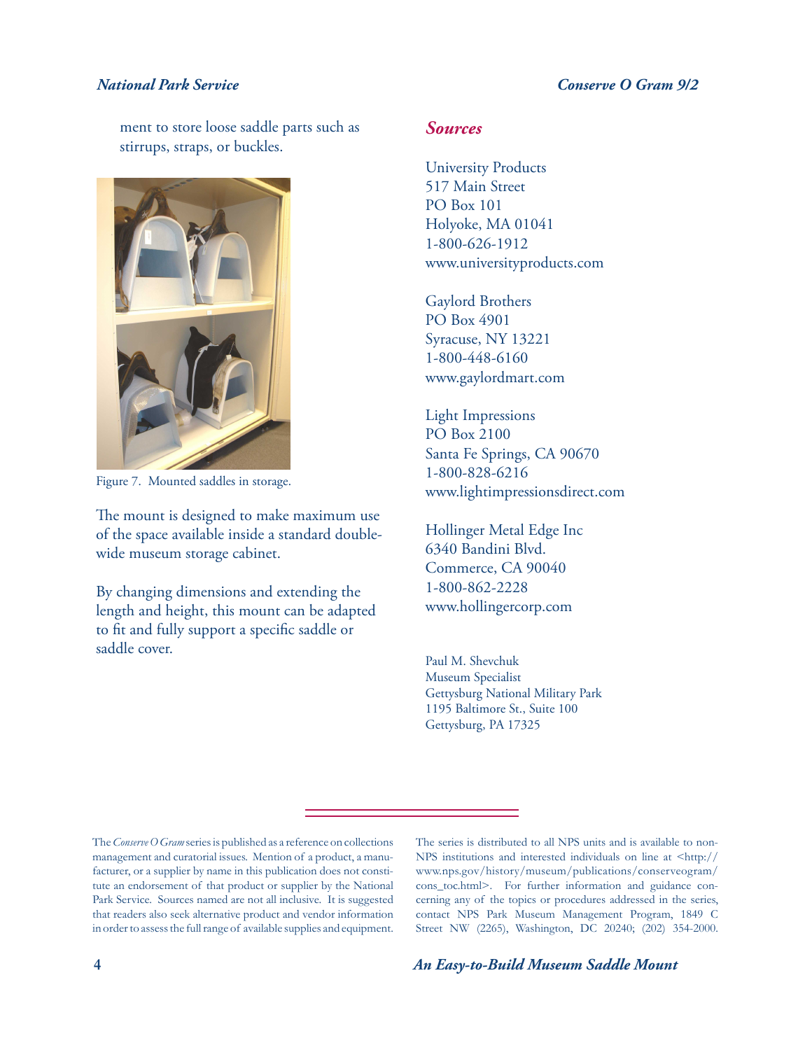ment to store loose saddle parts such as stirrups, straps, or buckles.

Figure 7. Mounted saddles in storage.

The mount is designed to make maximum use of the space available inside a standard double-wide museum storage cabinet.

By changing dimensions and extending the length and height, this mount can be adapted to fit and fully support a specific saddle or saddle cover.

## *Sources*

University Products
517 Main Street
PO Box 101
Holyoke, MA 01041
1-800-626-1912
www.universityproducts.com

Gaylord Brothers
PO Box 4901
Syracuse, NY 13221
1-800-448-6160
www.gaylordmart.com

Light Impressions
PO Box 2100
Santa Fe Springs, CA 90670
1-800-828-6216
www.lightimpressionsdirect.com

Hollinger Metal Edge Inc
6340 Bandini Blvd.
Commerce, CA 90040
1-800-862-2228
www.hollingercorp.com

Paul M. Shevchuk
Museum Specialist
Gettysburg National Military Park
1195 Baltimore St., Suite 100
Gettysburg, PA 17325

---

The *Conserve O Gram* series is published as a reference on collections management and curatorial issues. Mention of a product, a manufacturer, or a supplier by name in this publication does not constitute an endorsement of that product or supplier by the National Park Service. Sources named are not all inclusive. It is suggested that readers also seek alternative product and vendor information in order to assess the full range of available supplies and equipment.

The series is distributed to all NPS units and is available to non-NPS institutions and interested individuals on line at <http://www.nps.gov/history/museum/publications/conserveogram/cons_toc.html>. For further information and guidance concerning any of the topics or procedures addressed in the series, contact NPS Park Museum Management Program, 1849 C Street NW (2265), Washington, DC 20240; (202) 354-2000.